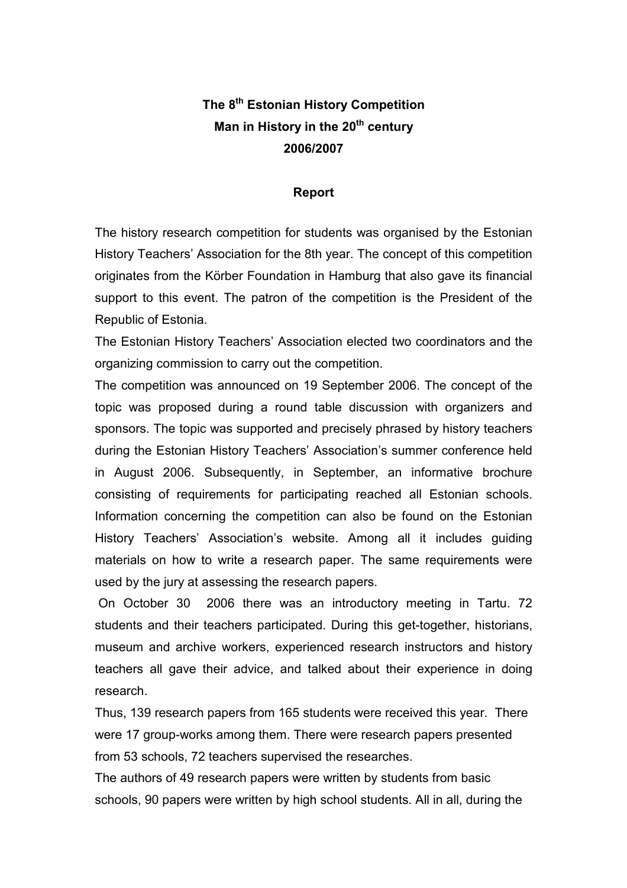# The 8th Estonian History Competition
# Man in History in the 20th century
# 2006/2007

## Report

The history research competition for students was organised by the Estonian History Teachers' Association for the 8th year. The concept of this competition originates from the Körber Foundation in Hamburg that also gave its financial support to this event. The patron of the competition is the President of the Republic of Estonia.

The Estonian History Teachers' Association elected two coordinators and the organizing commission to carry out the competition.

The competition was announced on 19 September 2006. The concept of the topic was proposed during a round table discussion with organizers and sponsors. The topic was supported and precisely phrased by history teachers during the Estonian History Teachers' Association's summer conference held in August 2006. Subsequently, in September, an informative brochure consisting of requirements for participating reached all Estonian schools. Information concerning the competition can also be found on the Estonian History Teachers' Association's website. Among all it includes guiding materials on how to write a research paper. The same requirements were used by the jury at assessing the research papers.

On October 30 2006 there was an introductory meeting in Tartu. 72 students and their teachers participated. During this get-together, historians, museum and archive workers, experienced research instructors and history teachers all gave their advice, and talked about their experience in doing research.

Thus, 139 research papers from 165 students were received this year. There were 17 group-works among them. There were research papers presented from 53 schools, 72 teachers supervised the researches.

The authors of 49 research papers were written by students from basic schools, 90 papers were written by high school students. All in all, during the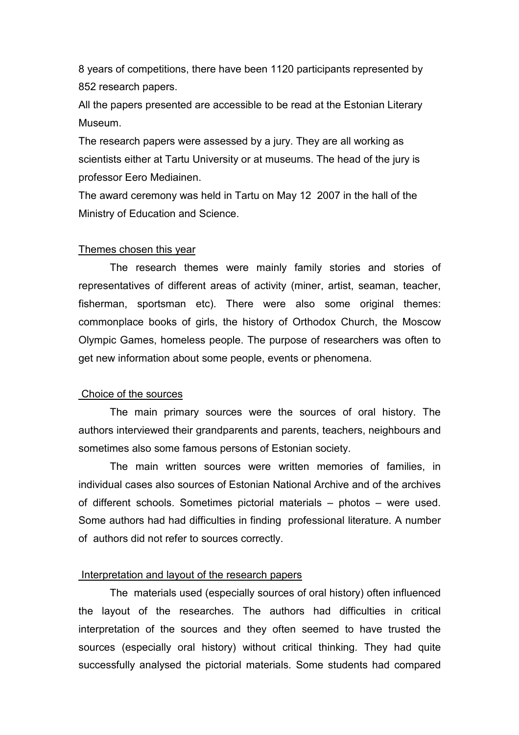8 years of competitions, there have been 1120 participants represented by 852 research papers.

All the papers presented are accessible to be read at the Estonian Literary Museum.

The research papers were assessed by a jury. They are all working as scientists either at Tartu University or at museums. The head of the jury is professor Eero Mediainen.

The award ceremony was held in Tartu on May 12 2007 in the hall of the Ministry of Education and Science.

### Themes chosen this year

The research themes were mainly family stories and stories of representatives of different areas of activity (miner, artist, seaman, teacher, fisherman, sportsman etc). There were also some original themes: commonplace books of girls, the history of Orthodox Church, the Moscow Olympic Games, homeless people. The purpose of researchers was often to get new information about some people, events or phenomena.

### Choice of the sources

The main primary sources were the sources of oral history. The authors interviewed their grandparents and parents, teachers, neighbours and sometimes also some famous persons of Estonian society.

The main written sources were written memories of families, in individual cases also sources of Estonian National Archive and of the archives of different schools. Sometimes pictorial materials – photos – were used. Some authors had had difficulties in finding professional literature. A number of authors did not refer to sources correctly.

### Interpretation and layout of the research papers

The materials used (especially sources of oral history) often influenced the layout of the researches. The authors had difficulties in critical interpretation of the sources and they often seemed to have trusted the sources (especially oral history) without critical thinking. They had quite successfully analysed the pictorial materials. Some students had compared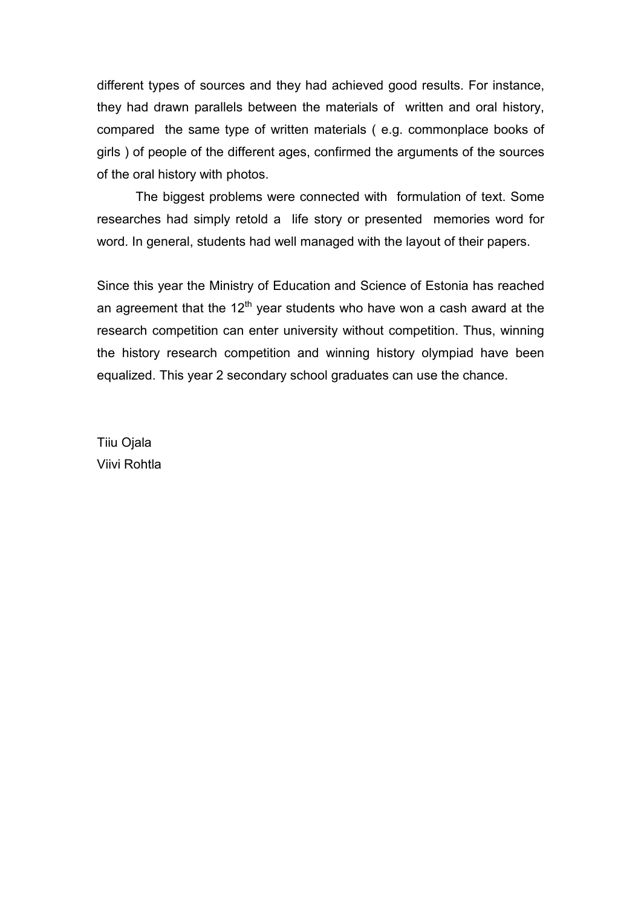different types of sources and they had achieved good results. For instance, they had drawn parallels between the materials of written and oral history, compared the same type of written materials ( e.g. commonplace books of girls ) of people of the different ages, confirmed the arguments of the sources of the oral history with photos.

The biggest problems were connected with formulation of text. Some researches had simply retold a life story or presented memories word for word. In general, students had well managed with the layout of their papers.

Since this year the Ministry of Education and Science of Estonia has reached an agreement that the 12th year students who have won a cash award at the research competition can enter university without competition. Thus, winning the history research competition and winning history olympiad have been equalized. This year 2 secondary school graduates can use the chance.

Tiiu Ojala
Viivi Rohtla